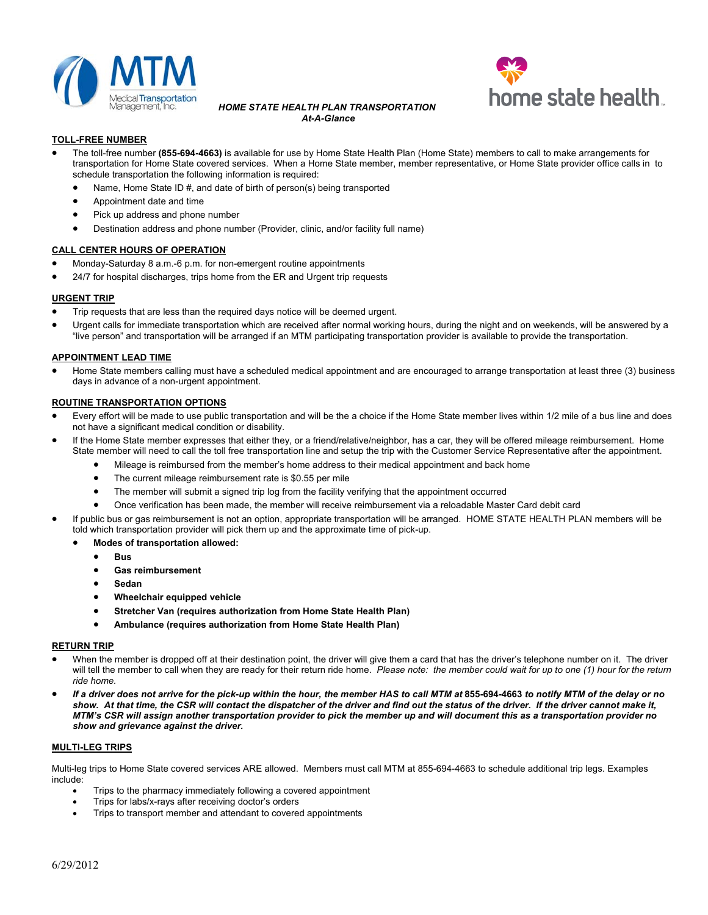MTM Medical Transportation Management, Inc.

home state health

# *HOME STATE HEALTH PLAN TRANSPORTATION*
## *At-A-Glance*

**TOLL-FREE NUMBER**

- The toll-free number **(855-694-4663)** is available for use by Home State Health Plan (Home State) members to call to make arrangements for transportation for Home State covered services. When a Home State member, member representative, or Home State provider office calls in to schedule transportation the following information is required:
  - Name, Home State ID #, and date of birth of person(s) being transported
  - Appointment date and time
  - Pick up address and phone number
  - Destination address and phone number (Provider, clinic, and/or facility full name)

**CALL CENTER HOURS OF OPERATION**

- Monday-Saturday 8 a.m.-6 p.m. for non-emergent routine appointments
- 24/7 for hospital discharges, trips home from the ER and Urgent trip requests

**URGENT TRIP**

- Trip requests that are less than the required days notice will be deemed urgent.
- Urgent calls for immediate transportation which are received after normal working hours, during the night and on weekends, will be answered by a "live person" and transportation will be arranged if an MTM participating transportation provider is available to provide the transportation.

**APPOINTMENT LEAD TIME**

- Home State members calling must have a scheduled medical appointment and are encouraged to arrange transportation at least three (3) business days in advance of a non-urgent appointment.

**ROUTINE TRANSPORTATION OPTIONS**

- Every effort will be made to use public transportation and will be the a choice if the Home State member lives within 1/2 mile of a bus line and does not have a significant medical condition or disability.
- If the Home State member expresses that either they, or a friend/relative/neighbor, has a car, they will be offered mileage reimbursement. Home State member will need to call the toll free transportation line and setup the trip with the Customer Service Representative after the appointment.
  - Mileage is reimbursed from the member's home address to their medical appointment and back home
  - The current mileage reimbursement rate is $0.55 per mile
  - The member will submit a signed trip log from the facility verifying that the appointment occurred
  - Once verification has been made, the member will receive reimbursement via a reloadable Master Card debit card
- If public bus or gas reimbursement is not an option, appropriate transportation will be arranged. HOME STATE HEALTH PLAN members will be told which transportation provider will pick them up and the approximate time of pick-up.
  - **Modes of transportation allowed:**
    - **Bus**
    - **Gas reimbursement**
    - **Sedan**
    - **Wheelchair equipped vehicle**
    - **Stretcher Van (requires authorization from Home State Health Plan)**
    - **Ambulance (requires authorization from Home State Health Plan)**

**RETURN TRIP**

- When the member is dropped off at their destination point, the driver will give them a card that has the driver's telephone number on it. The driver will tell the member to call when they are ready for their return ride home. *Please note: the member could wait for up to one (1) hour for the return ride home.*
- ***If a driver does not arrive for the pick-up within the hour, the member HAS to call MTM at*** **855-694-4663** ***to notify MTM of the delay or no show. At that time, the CSR will contact the dispatcher of the driver and find out the status of the driver. If the driver cannot make it, MTM's CSR will assign another transportation provider to pick the member up and will document this as a transportation provider no show and grievance against the driver.***

**MULTI-LEG TRIPS**

Multi-leg trips to Home State covered services ARE allowed. Members must call MTM at 855-694-4663 to schedule additional trip legs. Examples include:

- Trips to the pharmacy immediately following a covered appointment
- Trips for labs/x-rays after receiving doctor's orders
- Trips to transport member and attendant to covered appointments

6/29/2012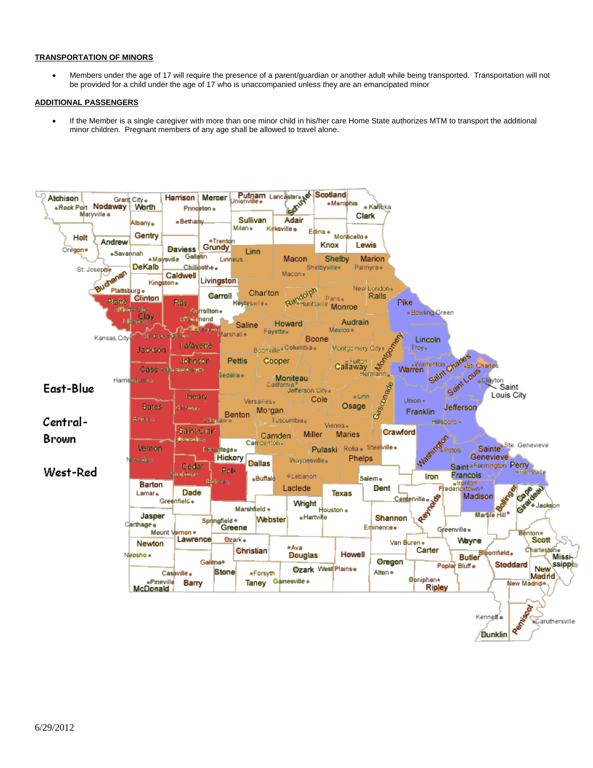**TRANSPORTATION OF MINORS**

- Members under the age of 17 will require the presence of a parent/guardian or another adult while being transported. Transportation will not be provided for a child under the age of 17 who is unaccompanied unless they are an emancipated minor

**ADDITIONAL PASSENGERS**

- If the Member is a single caregiver with more than one minor child in his/her care Home State authorizes MTM to transport the additional minor children. Pregnant members of any age shall be allowed to travel alone.

East-Blue

Central-Brown

West-Red